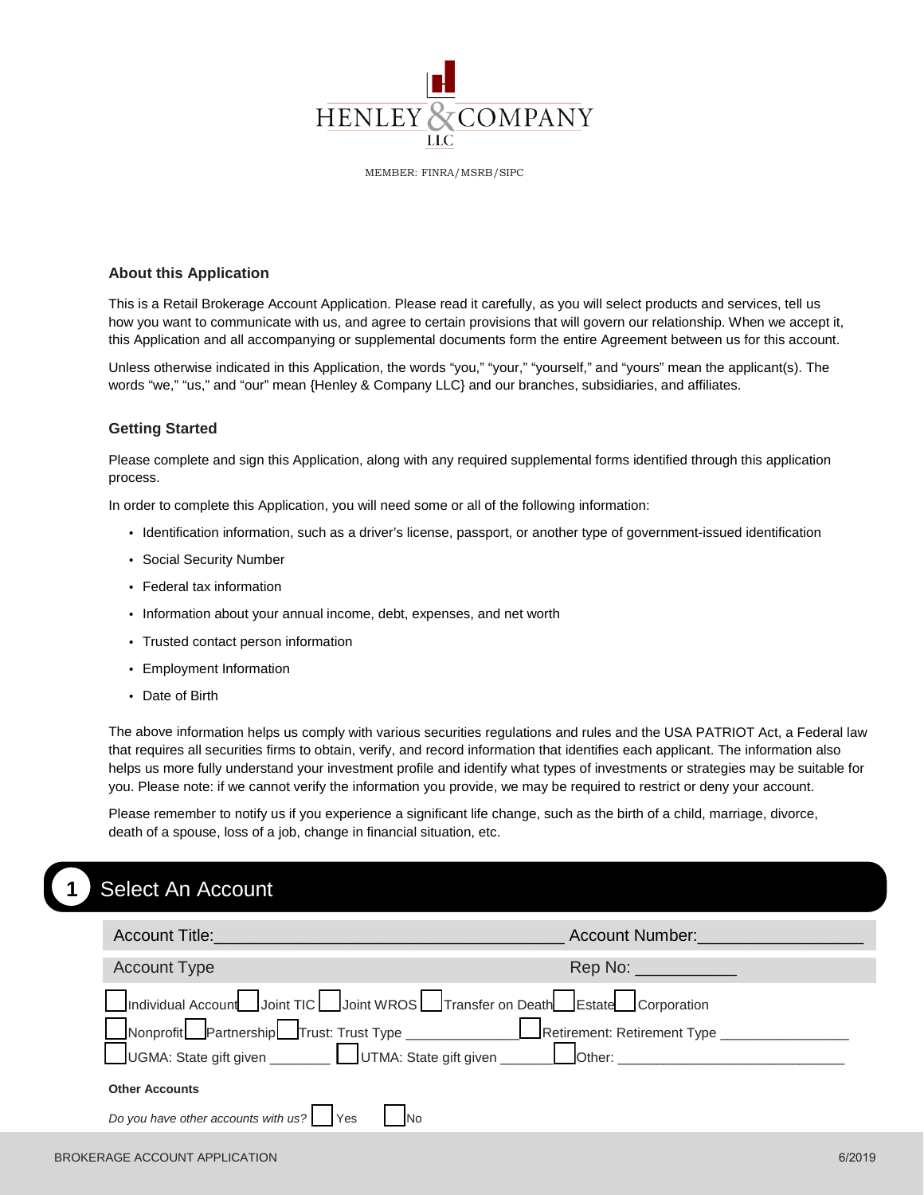HENLEY & COMPANY LLC

MEMBER: FINRA/MSRB/SIPC

### About this Application

This is a Retail Brokerage Account Application. Please read it carefully, as you will select products and services, tell us how you want to communicate with us, and agree to certain provisions that will govern our relationship. When we accept it, this Application and all accompanying or supplemental documents form the entire Agreement between us for this account.

Unless otherwise indicated in this Application, the words "you," "your," "yourself," and "yours" mean the applicant(s). The words "we," "us," and "our" mean {Henley & Company LLC} and our branches, subsidiaries, and affiliates.

### Getting Started

Please complete and sign this Application, along with any required supplemental forms identified through this application process.

In order to complete this Application, you will need some or all of the following information:

- Identification information, such as a driver's license, passport, or another type of government-issued identification
- Social Security Number
- Federal tax information
- Information about your annual income, debt, expenses, and net worth
- Trusted contact person information
- Employment Information
- Date of Birth

The above information helps us comply with various securities regulations and rules and the USA PATRIOT Act, a Federal law that requires all securities firms to obtain, verify, and record information that identifies each applicant. The information also helps us more fully understand your investment profile and identify what types of investments or strategies may be suitable for you. Please note: if we cannot verify the information you provide, we may be required to restrict or deny your account.

Please remember to notify us if you experience a significant life change, such as the birth of a child, marriage, divorce, death of a spouse, loss of a job, change in financial situation, etc.

## 1 Select An Account

Account Title:____________________________________ Account Number:_________________

Account Type Rep No: ___________

☐ Individual Account ☐ Joint TIC ☐ Joint WROS ☐ Transfer on Death ☐ Estate ☐ Corporation

☐ Nonprofit ☐ Partnership ☐ Trust: Trust Type _______________ ☐ Retirement: Retirement Type _________________

☐ UGMA: State gift given ________ ☐ UTMA: State gift given _______ ☐ Other: ______________________________

**Other Accounts**

*Do you have other accounts with us?* ☐ Yes ☐ No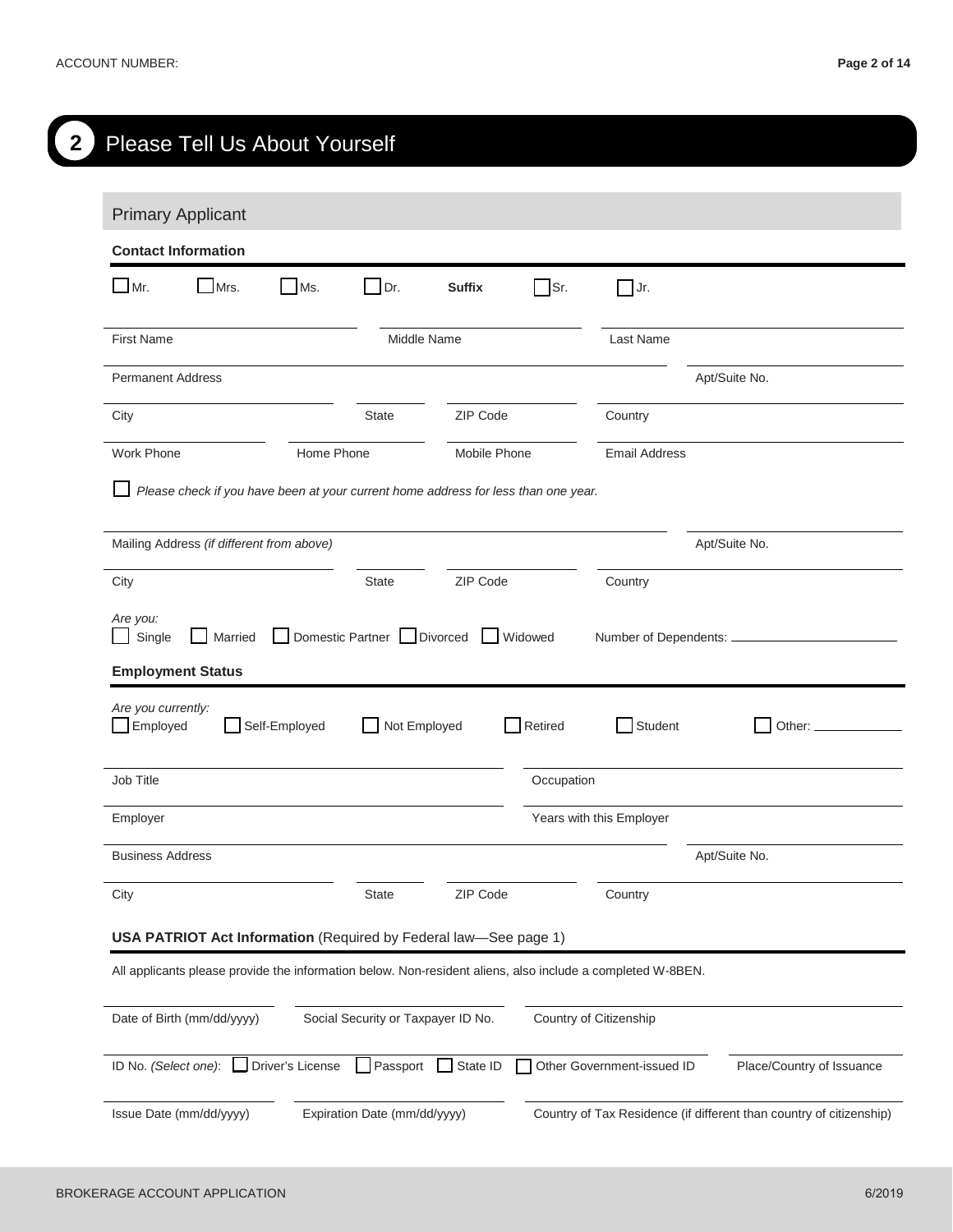## 2 Please Tell Us About Yourself

### Primary Applicant

**Contact Information**

☐ Mr. ☐ Mrs. ☐ Ms. ☐ Dr. **Suffix** ☐ Sr. ☐ Jr.

First Name | Middle Name | Last Name

Permanent Address | Apt/Suite No.

City | State | ZIP Code | Country

Work Phone | Home Phone | Mobile Phone | Email Address

☐ *Please check if you have been at your current home address for less than one year.*

Mailing Address *(if different from above)* | Apt/Suite No.

City | State | ZIP Code | Country

*Are you:*
☐ Single ☐ Married ☐ Domestic Partner ☐ Divorced ☐ Widowed Number of Dependents: ______

**Employment Status**

*Are you currently:*
☐ Employed ☐ Self-Employed ☐ Not Employed ☐ Retired ☐ Student ☐ Other: ______

Job Title | Occupation

Employer | Years with this Employer

Business Address | Apt/Suite No.

City | State | ZIP Code | Country

**USA PATRIOT Act Information** (Required by Federal law—See page 1)

All applicants please provide the information below. Non-resident aliens, also include a completed W-8BEN.

Date of Birth (mm/dd/yyyy) | Social Security or Taxpayer ID No. | Country of Citizenship

ID No. *(Select one)*: ☐ Driver's License ☐ Passport ☐ State ID ☐ Other Government-issued ID | Place/Country of Issuance

Issue Date (mm/dd/yyyy) | Expiration Date (mm/dd/yyyy) | Country of Tax Residence (if different than country of citizenship)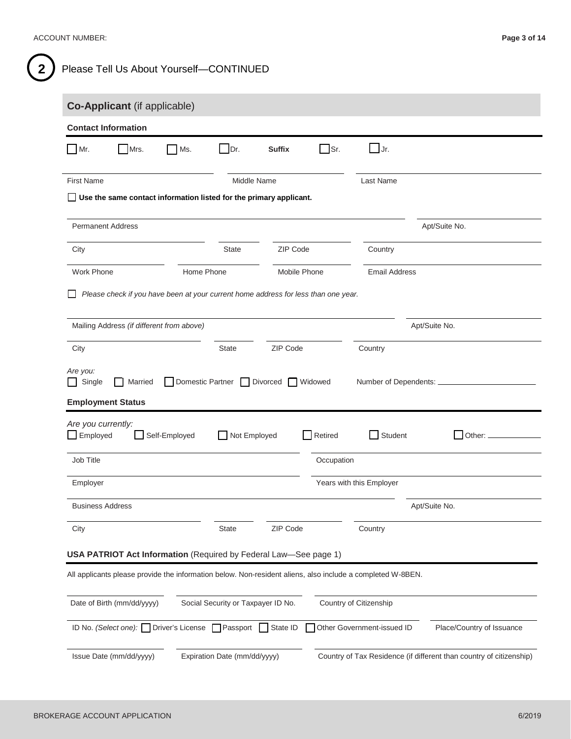## 2 Please Tell Us About Yourself—CONTINUED

### Co-Applicant (if applicable)

**Contact Information**

☐ Mr. ☐ Mrs. ☐ Ms. ☐ Dr. **Suffix** ☐ Sr. ☐ Jr.

First Name | Middle Name | Last Name

☐ **Use the same contact information listed for the primary applicant.**

Permanent Address | Apt/Suite No.

City | State | ZIP Code | Country

Work Phone | Home Phone | Mobile Phone | Email Address

☐ *Please check if you have been at your current home address for less than one year.*

Mailing Address *(if different from above)* | Apt/Suite No.

City | State | ZIP Code | Country

*Are you:*
☐ Single ☐ Married ☐ Domestic Partner ☐ Divorced ☐ Widowed Number of Dependents: ____________

**Employment Status**

*Are you currently:*
☐ Employed ☐ Self-Employed ☐ Not Employed ☐ Retired ☐ Student ☐ Other: ____________

Job Title | Occupation

Employer | Years with this Employer

Business Address | Apt/Suite No.

City | State | ZIP Code | Country

**USA PATRIOT Act Information** (Required by Federal Law—See page 1)

All applicants please provide the information below. Non-resident aliens, also include a completed W-8BEN.

Date of Birth (mm/dd/yyyy) | Social Security or Taxpayer ID No. | Country of Citizenship

ID No. *(Select one):* ☐ Driver's License ☐ Passport ☐ State ID ☐ Other Government-issued ID | Place/Country of Issuance

Issue Date (mm/dd/yyyy) | Expiration Date (mm/dd/yyyy) | Country of Tax Residence (if different than country of citizenship)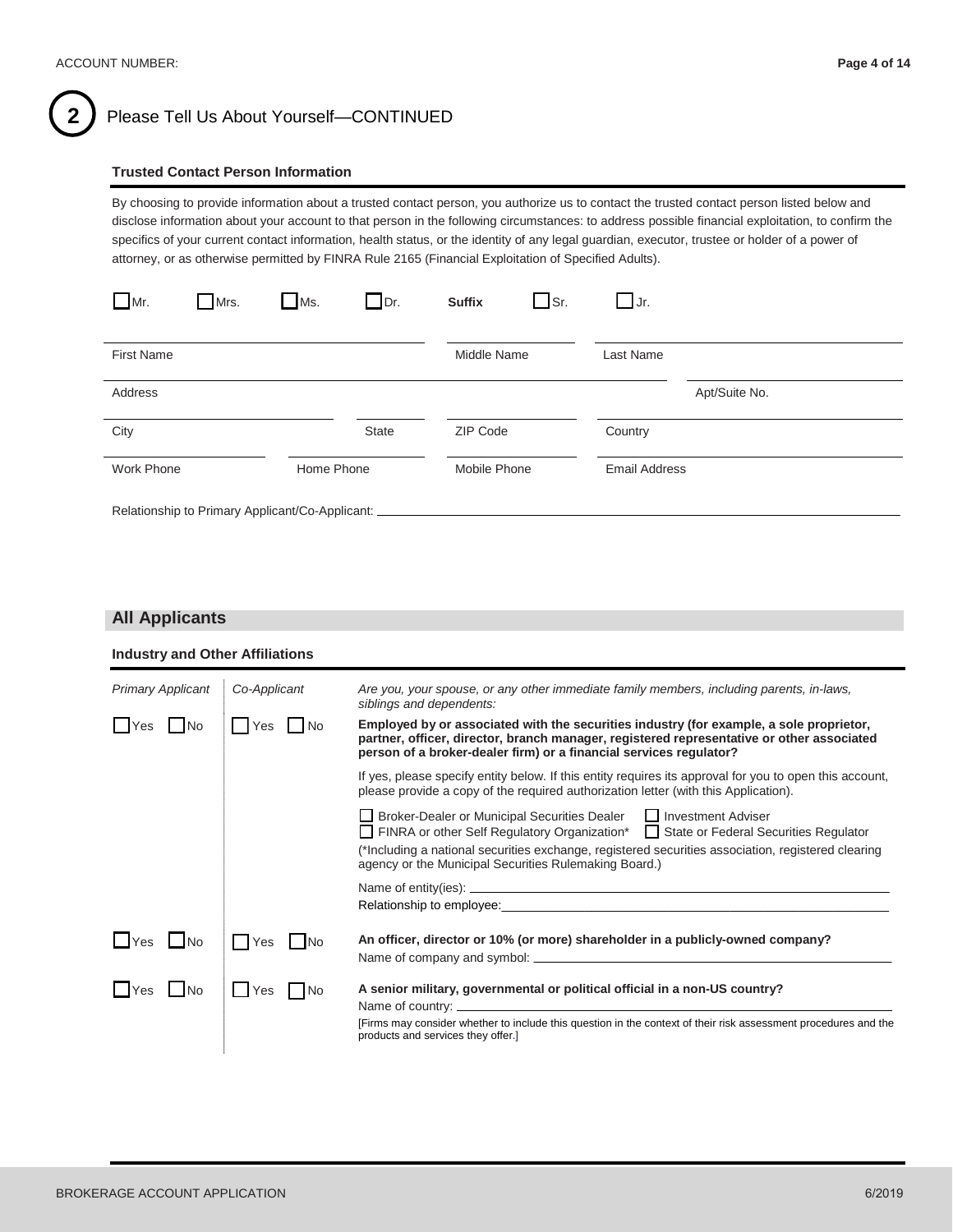ACCOUNT NUMBER:

## 2 Please Tell Us About Yourself—CONTINUED

### Trusted Contact Person Information

By choosing to provide information about a trusted contact person, you authorize us to contact the trusted contact person listed below and disclose information about your account to that person in the following circumstances: to address possible financial exploitation, to confirm the specifics of your current contact information, health status, or the identity of any legal guardian, executor, trustee or holder of a power of attorney, or as otherwise permitted by FINRA Rule 2165 (Financial Exploitation of Specified Adults).

☐ Mr. ☐ Mrs. ☐ Ms. ☐ Dr. **Suffix** ☐ Sr. ☐ Jr.

First Name ______ Middle Name ______ Last Name ______

Address ______ Apt/Suite No. ______

City ______ State ______ ZIP Code ______ Country ______

Work Phone ______ Home Phone ______ Mobile Phone ______ Email Address ______

Relationship to Primary Applicant/Co-Applicant: ______

## All Applicants

### Industry and Other Affiliations

| *Primary Applicant* | *Co-Applicant* | *Are you, your spouse, or any other immediate family members, including parents, in-laws, siblings and dependents:* |
|---|---|---|
| ☐ Yes ☐ No | ☐ Yes ☐ No | **Employed by or associated with the securities industry (for example, a sole proprietor, partner, officer, director, branch manager, registered representative or other associated person of a broker-dealer firm) or a financial services regulator?**<br><br>If yes, please specify entity below. If this entity requires its approval for you to open this account, please provide a copy of the required authorization letter (with this Application).<br><br>☐ Broker-Dealer or Municipal Securities Dealer ☐ Investment Adviser<br>☐ FINRA or other Self Regulatory Organization* ☐ State or Federal Securities Regulator<br>(*Including a national securities exchange, registered securities association, registered clearing agency or the Municipal Securities Rulemaking Board.)<br><br>Name of entity(ies): ______<br>Relationship to employee: ______ |
| ☐ Yes ☐ No | ☐ Yes ☐ No | **An officer, director or 10% (or more) shareholder in a publicly-owned company?**<br>Name of company and symbol: ______ |
| ☐ Yes ☐ No | ☐ Yes ☐ No | **A senior military, governmental or political official in a non-US country?**<br>Name of country: ______<br>[Firms may consider whether to include this question in the context of their risk assessment procedures and the products and services they offer.] |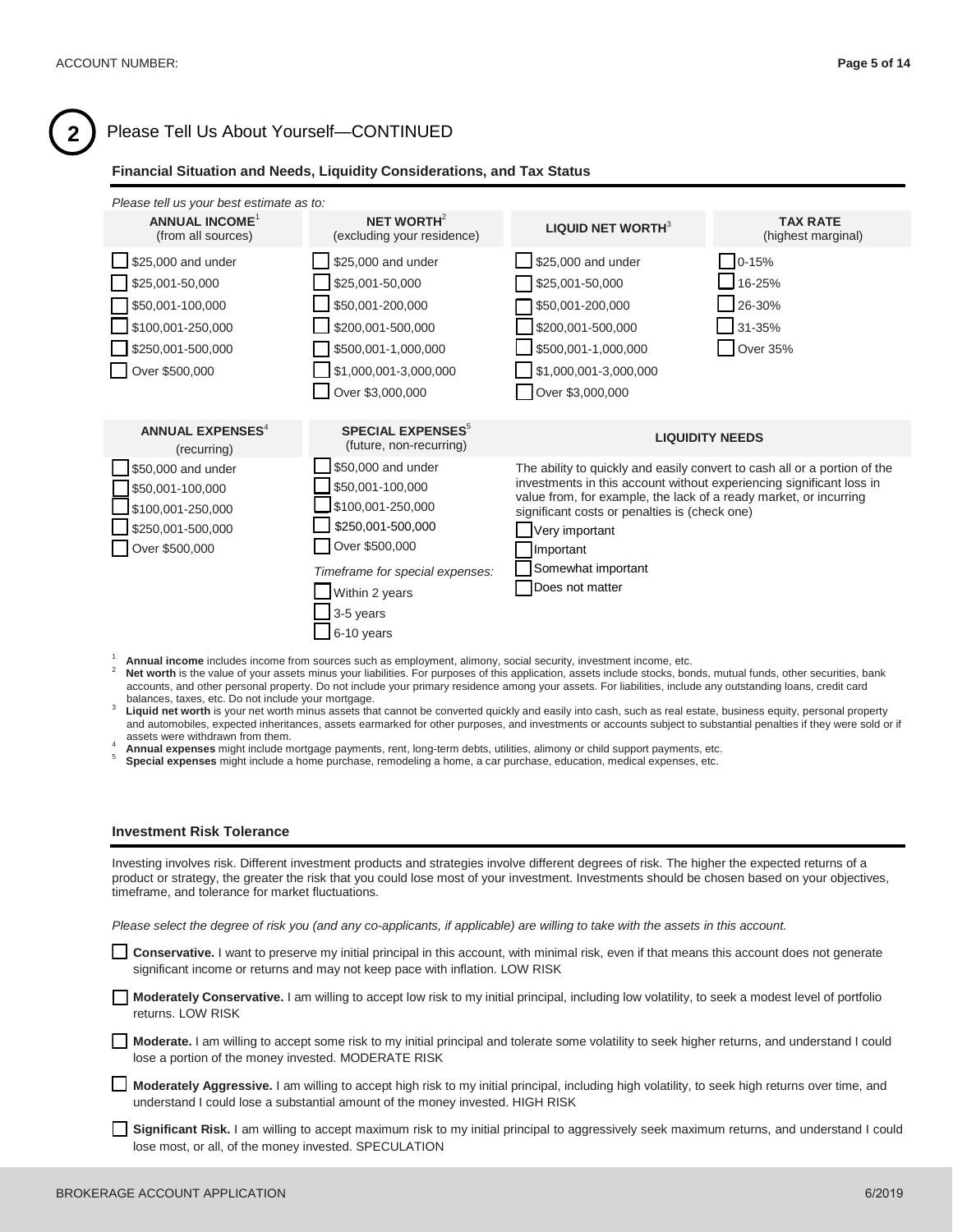ACCOUNT NUMBER:

## 2 Please Tell Us About Yourself—CONTINUED

### Financial Situation and Needs, Liquidity Considerations, and Tax Status

*Please tell us your best estimate as to:*

| ANNUAL INCOME[1] (from all sources) | NET WORTH[2] (excluding your residence) | LIQUID NET WORTH[3] | TAX RATE (highest marginal) |
|---|---|---|---|
| ☐ $25,000 and under | ☐ $25,000 and under | ☐ $25,000 and under | ☐ 0-15% |
| ☐ $25,001-50,000 | ☐ $25,001-50,000 | ☐ $25,001-50,000 | ☐ 16-25% |
| ☐ $50,001-100,000 | ☐ $50,001-200,000 | ☐ $50,001-200,000 | ☐ 26-30% |
| ☐ $100,001-250,000 | ☐ $200,001-500,000 | ☐ $200,001-500,000 | ☐ 31-35% |
| ☐ $250,001-500,000 | ☐ $500,001-1,000,000 | ☐ $500,001-1,000,000 | ☐ Over 35% |
| ☐ Over $500,000 | ☐ $1,000,001-3,000,000 | ☐ $1,000,001-3,000,000 | |
| | ☐ Over $3,000,000 | ☐ Over $3,000,000 | |

| ANNUAL EXPENSES[4] (recurring) | SPECIAL EXPENSES[5] (future, non-recurring) | LIQUIDITY NEEDS |
|---|---|---|
| ☐ $50,000 and under | ☐ $50,000 and under | The ability to quickly and easily convert to cash all or a portion of the investments in this account without experiencing significant loss in value from, for example, the lack of a ready market, or incurring significant costs or penalties is (check one) |
| ☐ $50,001-100,000 | ☐ $50,001-100,000 | ☐ Very important |
| ☐ $100,001-250,000 | ☐ $100,001-250,000 | ☐ Important |
| ☐ $250,001-500,000 | ☐ $250,001-500,000 | ☐ Somewhat important |
| ☐ Over $500,000 | ☐ Over $500,000 | ☐ Does not matter |
| | *Timeframe for special expenses:* | |
| | ☐ Within 2 years | |
| | ☐ 3-5 years | |
| | ☐ 6-10 years | |

[1] **Annual income** includes income from sources such as employment, alimony, social security, investment income, etc.

[2] **Net worth** is the value of your assets minus your liabilities. For purposes of this application, assets include stocks, bonds, mutual funds, other securities, bank accounts, and other personal property. Do not include your primary residence among your assets. For liabilities, include any outstanding loans, credit card balances, taxes, etc. Do not include your mortgage.

[3] **Liquid net worth** is your net worth minus assets that cannot be converted quickly and easily into cash, such as real estate, business equity, personal property and automobiles, expected inheritances, assets earmarked for other purposes, and investments or accounts subject to substantial penalties if they were sold or if assets were withdrawn from them.

[4] **Annual expenses** might include mortgage payments, rent, long-term debts, utilities, alimony or child support payments, etc.

[5] **Special expenses** might include a home purchase, remodeling a home, a car purchase, education, medical expenses, etc.

### Investment Risk Tolerance

Investing involves risk. Different investment products and strategies involve different degrees of risk. The higher the expected returns of a product or strategy, the greater the risk that you could lose most of your investment. Investments should be chosen based on your objectives, timeframe, and tolerance for market fluctuations.

*Please select the degree of risk you (and any co-applicants, if applicable) are willing to take with the assets in this account.*

☐ **Conservative.** I want to preserve my initial principal in this account, with minimal risk, even if that means this account does not generate significant income or returns and may not keep pace with inflation. LOW RISK

☐ **Moderately Conservative.** I am willing to accept low risk to my initial principal, including low volatility, to seek a modest level of portfolio returns. LOW RISK

☐ **Moderate.** I am willing to accept some risk to my initial principal and tolerate some volatility to seek higher returns, and understand I could lose a portion of the money invested. MODERATE RISK

☐ **Moderately Aggressive.** I am willing to accept high risk to my initial principal, including high volatility, to seek high returns over time, and understand I could lose a substantial amount of the money invested. HIGH RISK

☐ **Significant Risk.** I am willing to accept maximum risk to my initial principal to aggressively seek maximum returns, and understand I could lose most, or all, of the money invested. SPECULATION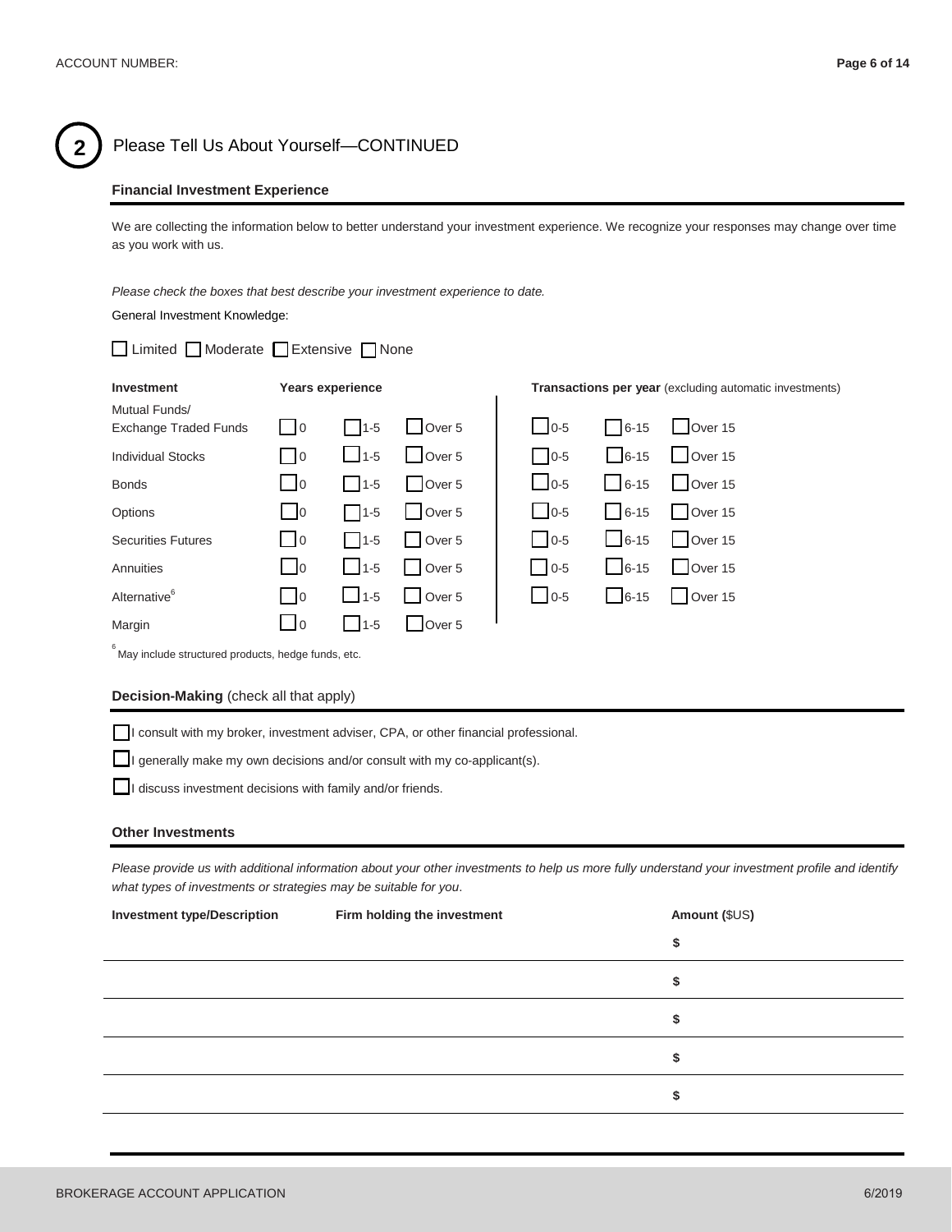## 2 Please Tell Us About Yourself—CONTINUED

### Financial Investment Experience

We are collecting the information below to better understand your investment experience. We recognize your responses may change over time as you work with us.

*Please check the boxes that best describe your investment experience to date.*

General Investment Knowledge:

☐ Limited ☐ Moderate ☐ Extensive ☐ None

| Investment | Years experience | | | Transactions per year (excluding automatic investments) | | |
|---|---|---|---|---|---|---|
| Mutual Funds/ Exchange Traded Funds | ☐ 0 | ☐ 1-5 | ☐ Over 5 | ☐ 0-5 | ☐ 6-15 | ☐ Over 15 |
| Individual Stocks | ☐ 0 | ☐ 1-5 | ☐ Over 5 | ☐ 0-5 | ☐ 6-15 | ☐ Over 15 |
| Bonds | ☐ 0 | ☐ 1-5 | ☐ Over 5 | ☐ 0-5 | ☐ 6-15 | ☐ Over 15 |
| Options | ☐ 0 | ☐ 1-5 | ☐ Over 5 | ☐ 0-5 | ☐ 6-15 | ☐ Over 15 |
| Securities Futures | ☐ 0 | ☐ 1-5 | ☐ Over 5 | ☐ 0-5 | ☐ 6-15 | ☐ Over 15 |
| Annuities | ☐ 0 | ☐ 1-5 | ☐ Over 5 | ☐ 0-5 | ☐ 6-15 | ☐ Over 15 |
| Alternative[6] | ☐ 0 | ☐ 1-5 | ☐ Over 5 | ☐ 0-5 | ☐ 6-15 | ☐ Over 15 |
| Margin | ☐ 0 | ☐ 1-5 | ☐ Over 5 | | | |

[6] May include structured products, hedge funds, etc.

### Decision-Making (check all that apply)

☐ I consult with my broker, investment adviser, CPA, or other financial professional.

☐ I generally make my own decisions and/or consult with my co-applicant(s).

☐ I discuss investment decisions with family and/or friends.

### Other Investments

*Please provide us with additional information about your other investments to help us more fully understand your investment profile and identify what types of investments or strategies may be suitable for you.*

| Investment type/Description | Firm holding the investment | Amount ($US) |
|---|---|---|
| | | $ |
| | | $ |
| | | $ |
| | | $ |
| | | $ |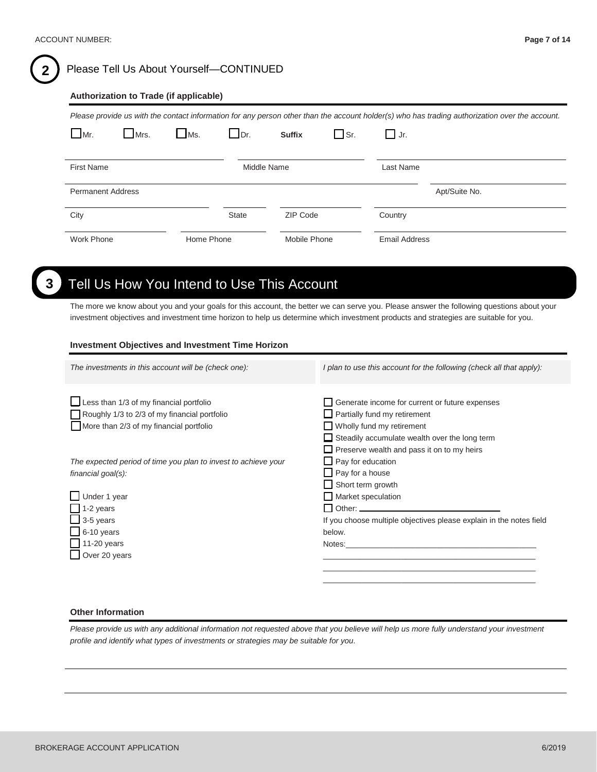ACCOUNT NUMBER:

## 2 Please Tell Us About Yourself—CONTINUED

### Authorization to Trade (if applicable)

*Please provide us with the contact information for any person other than the account holder(s) who has trading authorization over the account.*

☐ Mr. ☐ Mrs. ☐ Ms. ☐ Dr. **Suffix** ☐ Sr. ☐ Jr.

First Name ____________ Middle Name ____________ Last Name ____________

Permanent Address ____________ Apt/Suite No. ____________

City ____________ State ____________ ZIP Code ____________ Country ____________

Work Phone ____________ Home Phone ____________ Mobile Phone ____________ Email Address ____________

## 3 Tell Us How You Intend to Use This Account

The more we know about you and your goals for this account, the better we can serve you. Please answer the following questions about your investment objectives and investment time horizon to help us determine which investment products and strategies are suitable for you.

### Investment Objectives and Investment Time Horizon

*The investments in this account will be (check one):*

☐ Less than 1/3 of my financial portfolio
☐ Roughly 1/3 to 2/3 of my financial portfolio
☐ More than 2/3 of my financial portfolio

*The expected period of time you plan to invest to achieve your financial goal(s):*

☐ Under 1 year
☐ 1-2 years
☐ 3-5 years
☐ 6-10 years
☐ 11-20 years
☐ Over 20 years

*I plan to use this account for the following (check all that apply):*

☐ Generate income for current or future expenses
☐ Partially fund my retirement
☐ Wholly fund my retirement
☐ Steadily accumulate wealth over the long term
☐ Preserve wealth and pass it on to my heirs
☐ Pay for education
☐ Pay for a house
☐ Short term growth
☐ Market speculation
☐ Other: ____________

If you choose multiple objectives please explain in the notes field below.

Notes:____________

### Other Information

*Please provide us with any additional information not requested above that you believe will help us more fully understand your investment profile and identify what types of investments or strategies may be suitable for you.*

____________

____________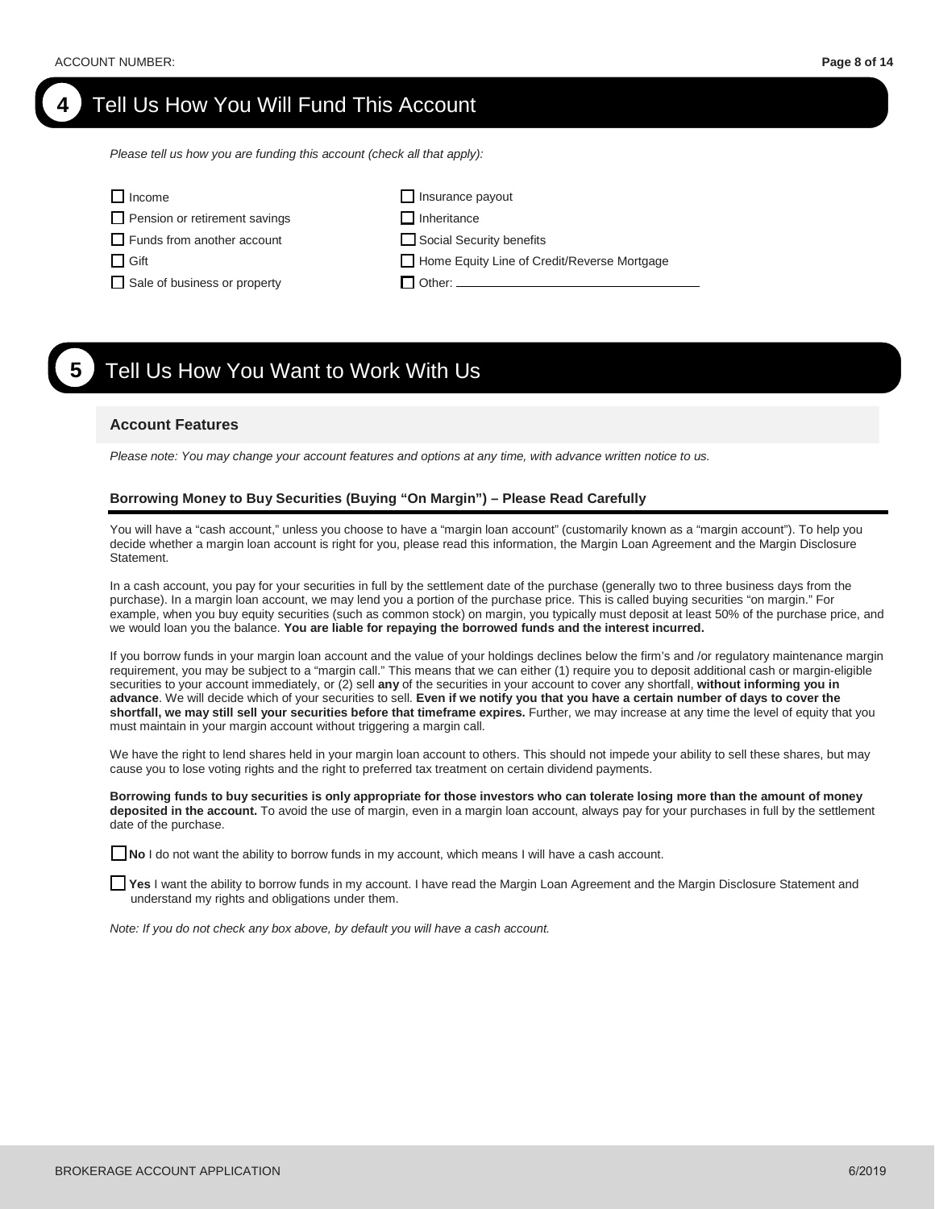## 4 Tell Us How You Will Fund This Account

*Please tell us how you are funding this account (check all that apply):*

- ☐ Income
- ☐ Pension or retirement savings
- ☐ Funds from another account
- ☐ Gift
- ☐ Sale of business or property
- ☐ Insurance payout
- ☐ Inheritance
- ☐ Social Security benefits
- ☐ Home Equity Line of Credit/Reverse Mortgage
- ☐ Other: ______________________________

## 5 Tell Us How You Want to Work With Us

### Account Features

*Please note: You may change your account features and options at any time, with advance written notice to us.*

#### Borrowing Money to Buy Securities (Buying "On Margin") – Please Read Carefully

You will have a "cash account," unless you choose to have a "margin loan account" (customarily known as a "margin account"). To help you decide whether a margin loan account is right for you, please read this information, the Margin Loan Agreement and the Margin Disclosure Statement.

In a cash account, you pay for your securities in full by the settlement date of the purchase (generally two to three business days from the purchase). In a margin loan account, we may lend you a portion of the purchase price. This is called buying securities "on margin." For example, when you buy equity securities (such as common stock) on margin, you typically must deposit at least 50% of the purchase price, and we would loan you the balance. **You are liable for repaying the borrowed funds and the interest incurred.**

If you borrow funds in your margin loan account and the value of your holdings declines below the firm's and /or regulatory maintenance margin requirement, you may be subject to a "margin call." This means that we can either (1) require you to deposit additional cash or margin-eligible securities to your account immediately, or (2) sell **any** of the securities in your account to cover any shortfall, **without informing you in advance**. We will decide which of your securities to sell. **Even if we notify you that you have a certain number of days to cover the shortfall, we may still sell your securities before that timeframe expires.** Further, we may increase at any time the level of equity that you must maintain in your margin account without triggering a margin call.

We have the right to lend shares held in your margin loan account to others. This should not impede your ability to sell these shares, but may cause you to lose voting rights and the right to preferred tax treatment on certain dividend payments.

**Borrowing funds to buy securities is only appropriate for those investors who can tolerate losing more than the amount of money deposited in the account.** To avoid the use of margin, even in a margin loan account, always pay for your purchases in full by the settlement date of the purchase.

☐ **No** I do not want the ability to borrow funds in my account, which means I will have a cash account.

☐ **Yes** I want the ability to borrow funds in my account. I have read the Margin Loan Agreement and the Margin Disclosure Statement and understand my rights and obligations under them.

*Note: If you do not check any box above, by default you will have a cash account.*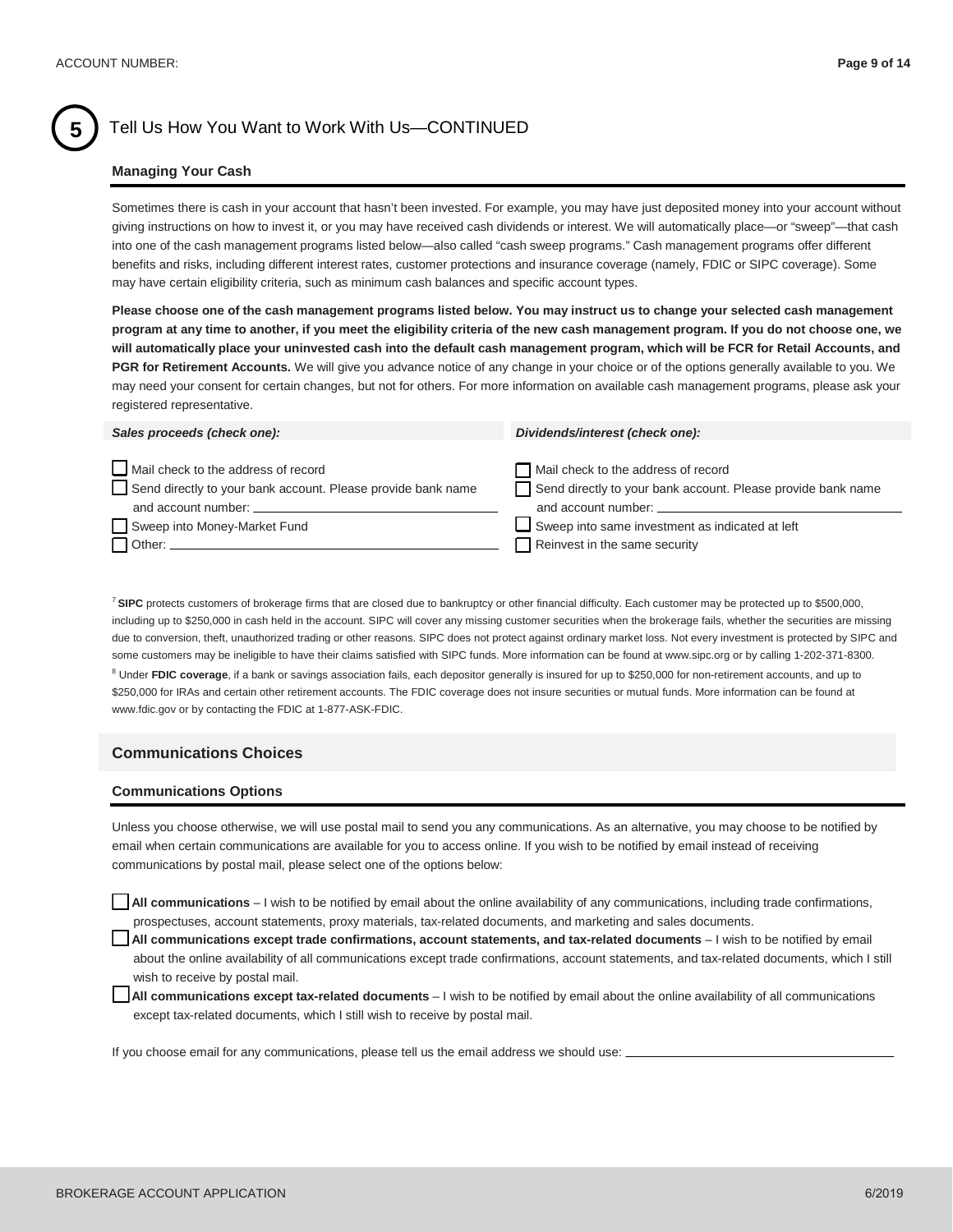## 5 Tell Us How You Want to Work With Us—CONTINUED

### Managing Your Cash

Sometimes there is cash in your account that hasn't been invested. For example, you may have just deposited money into your account without giving instructions on how to invest it, or you may have received cash dividends or interest. We will automatically place—or "sweep"—that cash into one of the cash management programs listed below—also called "cash sweep programs." Cash management programs offer different benefits and risks, including different interest rates, customer protections and insurance coverage (namely, FDIC or SIPC coverage). Some may have certain eligibility criteria, such as minimum cash balances and specific account types.

**Please choose one of the cash management programs listed below. You may instruct us to change your selected cash management program at any time to another, if you meet the eligibility criteria of the new cash management program. If you do not choose one, we will automatically place your uninvested cash into the default cash management program, which will be FCR for Retail Accounts, and PGR for Retirement Accounts.** We will give you advance notice of any change in your choice or of the options generally available to you. We may need your consent for certain changes, but not for others. For more information on available cash management programs, please ask your registered representative.

| ***Sales proceeds (check one):*** | ***Dividends/interest (check one):*** |
|---|---|
| ☐ Mail check to the address of record | ☐ Mail check to the address of record |
| ☐ Send directly to your bank account. Please provide bank name and account number: ______ | ☐ Send directly to your bank account. Please provide bank name and account number: ______ |
| ☐ Sweep into Money-Market Fund | ☐ Sweep into same investment as indicated at left |
| ☐ Other: ______ | ☐ Reinvest in the same security |

[7] **SIPC** protects customers of brokerage firms that are closed due to bankruptcy or other financial difficulty. Each customer may be protected up to $500,000, including up to $250,000 in cash held in the account. SIPC will cover any missing customer securities when the brokerage fails, whether the securities are missing due to conversion, theft, unauthorized trading or other reasons. SIPC does not protect against ordinary market loss. Not every investment is protected by SIPC and some customers may be ineligible to have their claims satisfied with SIPC funds. More information can be found at www.sipc.org or by calling 1-202-371-8300.

[8] Under **FDIC coverage**, if a bank or savings association fails, each depositor generally is insured for up to $250,000 for non-retirement accounts, and up to $250,000 for IRAs and certain other retirement accounts. The FDIC coverage does not insure securities or mutual funds. More information can be found at www.fdic.gov or by contacting the FDIC at 1-877-ASK-FDIC.

## Communications Choices

### Communications Options

Unless you choose otherwise, we will use postal mail to send you any communications. As an alternative, you may choose to be notified by email when certain communications are available for you to access online. If you wish to be notified by email instead of receiving communications by postal mail, please select one of the options below:

☐ **All communications** – I wish to be notified by email about the online availability of any communications, including trade confirmations, prospectuses, account statements, proxy materials, tax-related documents, and marketing and sales documents.

☐ **All communications except trade confirmations, account statements, and tax-related documents** – I wish to be notified by email about the online availability of all communications except trade confirmations, account statements, and tax-related documents, which I still wish to receive by postal mail.

☐ **All communications except tax-related documents** – I wish to be notified by email about the online availability of all communications except tax-related documents, which I still wish to receive by postal mail.

If you choose email for any communications, please tell us the email address we should use: ______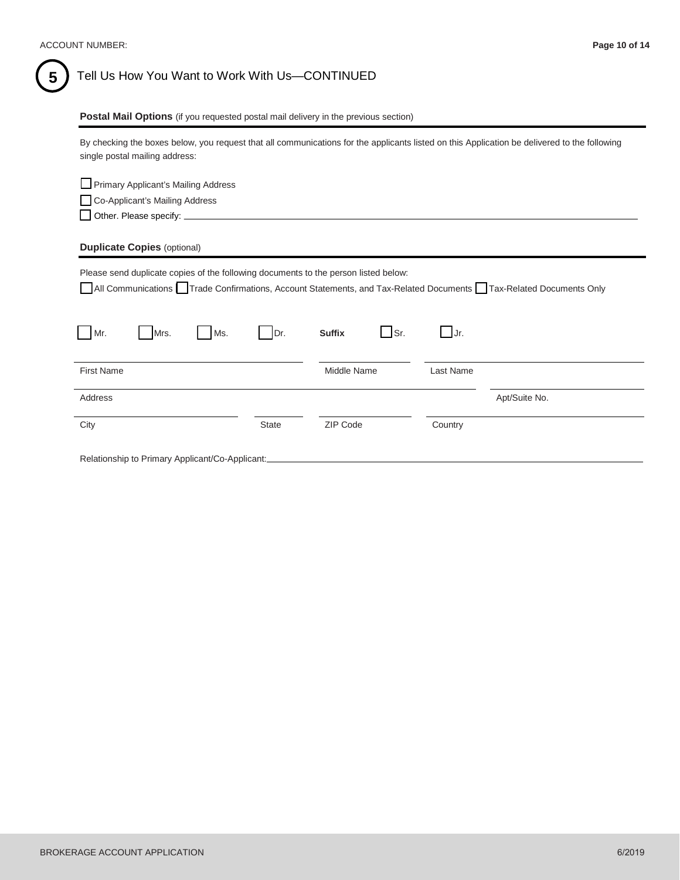## 5 Tell Us How You Want to Work With Us—CONTINUED

**Postal Mail Options** (if you requested postal mail delivery in the previous section)

By checking the boxes below, you request that all communications for the applicants listed on this Application be delivered to the following single postal mailing address:

☐ Primary Applicant's Mailing Address

☐ Co-Applicant's Mailing Address

☐ Other. Please specify: ______________________________

**Duplicate Copies** (optional)

Please send duplicate copies of the following documents to the person listed below:

☐ All Communications ☐ Trade Confirmations, Account Statements, and Tax-Related Documents ☐ Tax-Related Documents Only

☐ Mr. ☐ Mrs. ☐ Ms. ☐ Dr. **Suffix** ☐ Sr. ☐ Jr.

First Name ______________ Middle Name ______________ Last Name ______________

Address ______________ Apt/Suite No. ______________

City ______________ State ______________ ZIP Code ______________ Country ______________

Relationship to Primary Applicant/Co-Applicant: ______________________________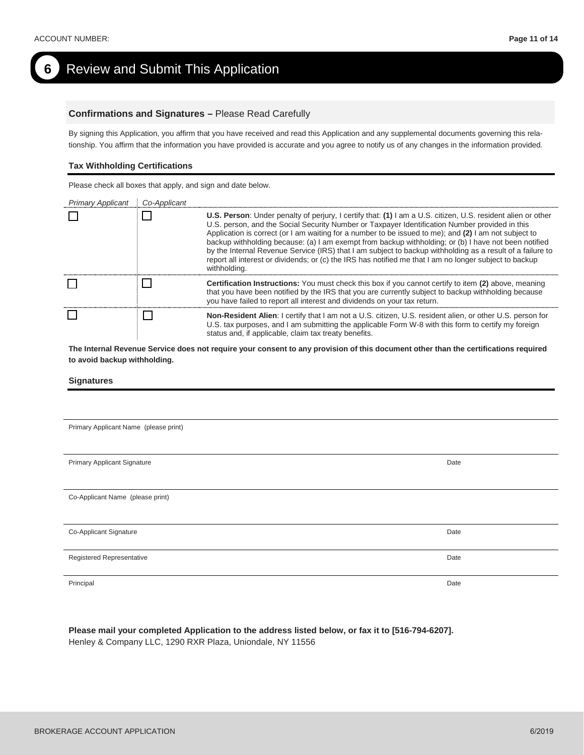ACCOUNT NUMBER:

# 6 Review and Submit This Application

## Confirmations and Signatures – Please Read Carefully

By signing this Application, you affirm that you have received and read this Application and any supplemental documents governing this relationship. You affirm that the information you have provided is accurate and you agree to notify us of any changes in the information provided.

### Tax Withholding Certifications

Please check all boxes that apply, and sign and date below.

| *Primary Applicant* | *Co-Applicant* | |
|---|---|---|
| ☐ | ☐ | **U.S. Person**: Under penalty of perjury, I certify that: **(1)** I am a U.S. citizen, U.S. resident alien or other U.S. person, and the Social Security Number or Taxpayer Identification Number provided in this Application is correct (or I am waiting for a number to be issued to me); and **(2)** I am not subject to backup withholding because: (a) I am exempt from backup withholding; or (b) I have not been notified by the Internal Revenue Service (IRS) that I am subject to backup withholding as a result of a failure to report all interest or dividends; or (c) the IRS has notified me that I am no longer subject to backup withholding. |
| ☐ | ☐ | **Certification Instructions:** You must check this box if you cannot certify to item **(2)** above, meaning that you have been notified by the IRS that you are currently subject to backup withholding because you have failed to report all interest and dividends on your tax return. |
| ☐ | ☐ | **Non-Resident Alien**: I certify that I am not a U.S. citizen, U.S. resident alien, or other U.S. person for U.S. tax purposes, and I am submitting the applicable Form W-8 with this form to certify my foreign status and, if applicable, claim tax treaty benefits. |

**The Internal Revenue Service does not require your consent to any provision of this document other than the certifications required to avoid backup withholding.**

### Signatures

Primary Applicant Name (please print)

Primary Applicant Signature | Date

Co-Applicant Name (please print)

Co-Applicant Signature | Date

Registered Representative | Date

Principal | Date

**Please mail your completed Application to the address listed below, or fax it to [516-794-6207].**
Henley & Company LLC, 1290 RXR Plaza, Uniondale, NY 11556

BROKERAGE ACCOUNT APPLICATION 6/2019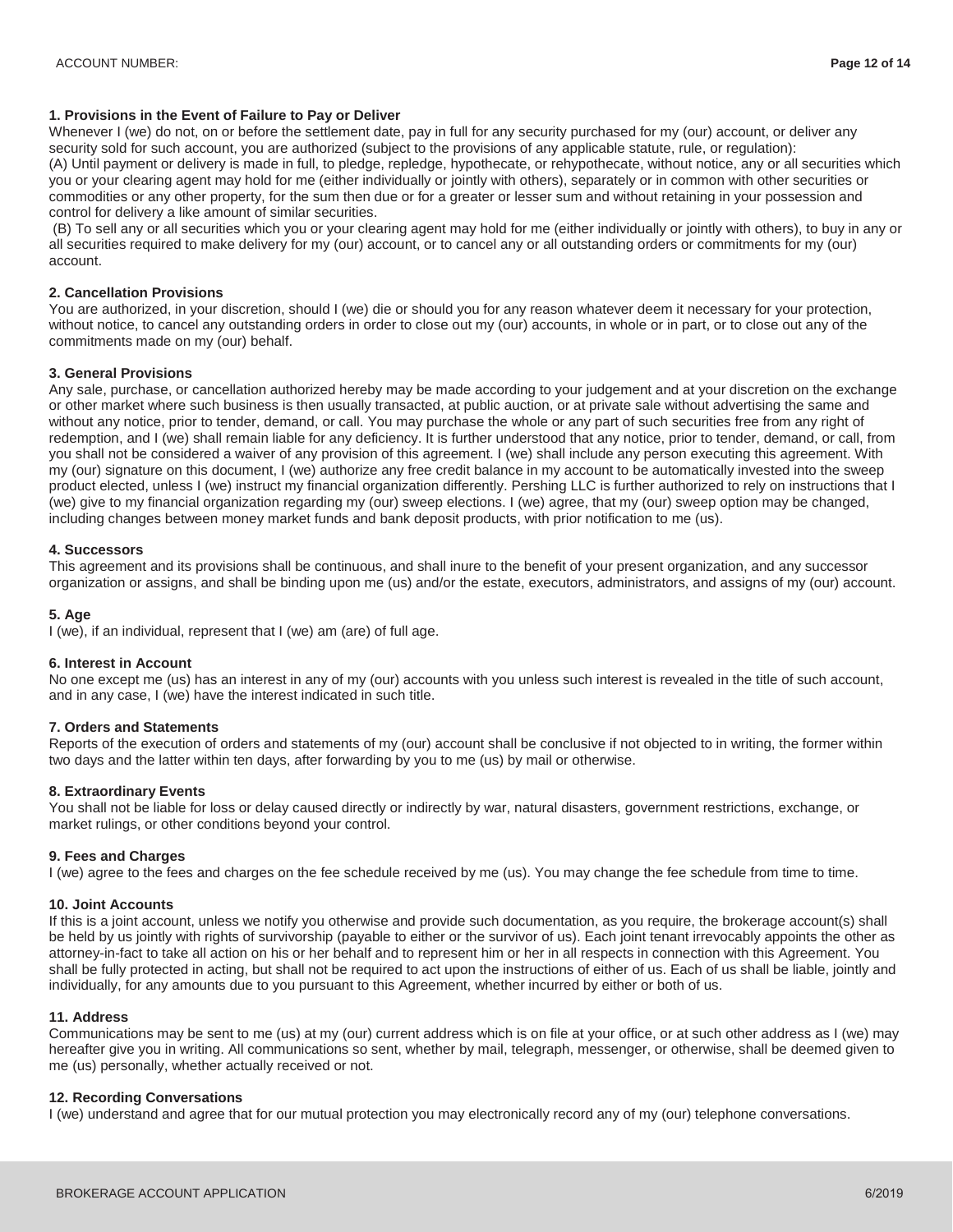### 1. Provisions in the Event of Failure to Pay or Deliver

Whenever I (we) do not, on or before the settlement date, pay in full for any security purchased for my (our) account, or deliver any security sold for such account, you are authorized (subject to the provisions of any applicable statute, rule, or regulation):

(A) Until payment or delivery is made in full, to pledge, repledge, hypothecate, or rehypothecate, without notice, any or all securities which you or your clearing agent may hold for me (either individually or jointly with others), separately or in common with other securities or commodities or any other property, for the sum then due or for a greater or lesser sum and without retaining in your possession and control for delivery a like amount of similar securities.

(B) To sell any or all securities which you or your clearing agent may hold for me (either individually or jointly with others), to buy in any or all securities required to make delivery for my (our) account, or to cancel any or all outstanding orders or commitments for my (our) account.

### 2. Cancellation Provisions

You are authorized, in your discretion, should I (we) die or should you for any reason whatever deem it necessary for your protection, without notice, to cancel any outstanding orders in order to close out my (our) accounts, in whole or in part, or to close out any of the commitments made on my (our) behalf.

### 3. General Provisions

Any sale, purchase, or cancellation authorized hereby may be made according to your judgement and at your discretion on the exchange or other market where such business is then usually transacted, at public auction, or at private sale without advertising the same and without any notice, prior to tender, demand, or call. You may purchase the whole or any part of such securities free from any right of redemption, and I (we) shall remain liable for any deficiency. It is further understood that any notice, prior to tender, demand, or call, from you shall not be considered a waiver of any provision of this agreement. I (we) shall include any person executing this agreement. With my (our) signature on this document, I (we) authorize any free credit balance in my account to be automatically invested into the sweep product elected, unless I (we) instruct my financial organization differently. Pershing LLC is further authorized to rely on instructions that I (we) give to my financial organization regarding my (our) sweep elections. I (we) agree, that my (our) sweep option may be changed, including changes between money market funds and bank deposit products, with prior notification to me (us).

### 4. Successors

This agreement and its provisions shall be continuous, and shall inure to the benefit of your present organization, and any successor organization or assigns, and shall be binding upon me (us) and/or the estate, executors, administrators, and assigns of my (our) account.

### 5. Age

I (we), if an individual, represent that I (we) am (are) of full age.

### 6. Interest in Account

No one except me (us) has an interest in any of my (our) accounts with you unless such interest is revealed in the title of such account, and in any case, I (we) have the interest indicated in such title.

### 7. Orders and Statements

Reports of the execution of orders and statements of my (our) account shall be conclusive if not objected to in writing, the former within two days and the latter within ten days, after forwarding by you to me (us) by mail or otherwise.

### 8. Extraordinary Events

You shall not be liable for loss or delay caused directly or indirectly by war, natural disasters, government restrictions, exchange, or market rulings, or other conditions beyond your control.

### 9. Fees and Charges

I (we) agree to the fees and charges on the fee schedule received by me (us). You may change the fee schedule from time to time.

### 10. Joint Accounts

If this is a joint account, unless we notify you otherwise and provide such documentation, as you require, the brokerage account(s) shall be held by us jointly with rights of survivorship (payable to either or the survivor of us). Each joint tenant irrevocably appoints the other as attorney-in-fact to take all action on his or her behalf and to represent him or her in all respects in connection with this Agreement. You shall be fully protected in acting, but shall not be required to act upon the instructions of either of us. Each of us shall be liable, jointly and individually, for any amounts due to you pursuant to this Agreement, whether incurred by either or both of us.

### 11. Address

Communications may be sent to me (us) at my (our) current address which is on file at your office, or at such other address as I (we) may hereafter give you in writing. All communications so sent, whether by mail, telegraph, messenger, or otherwise, shall be deemed given to me (us) personally, whether actually received or not.

### 12. Recording Conversations

I (we) understand and agree that for our mutual protection you may electronically record any of my (our) telephone conversations.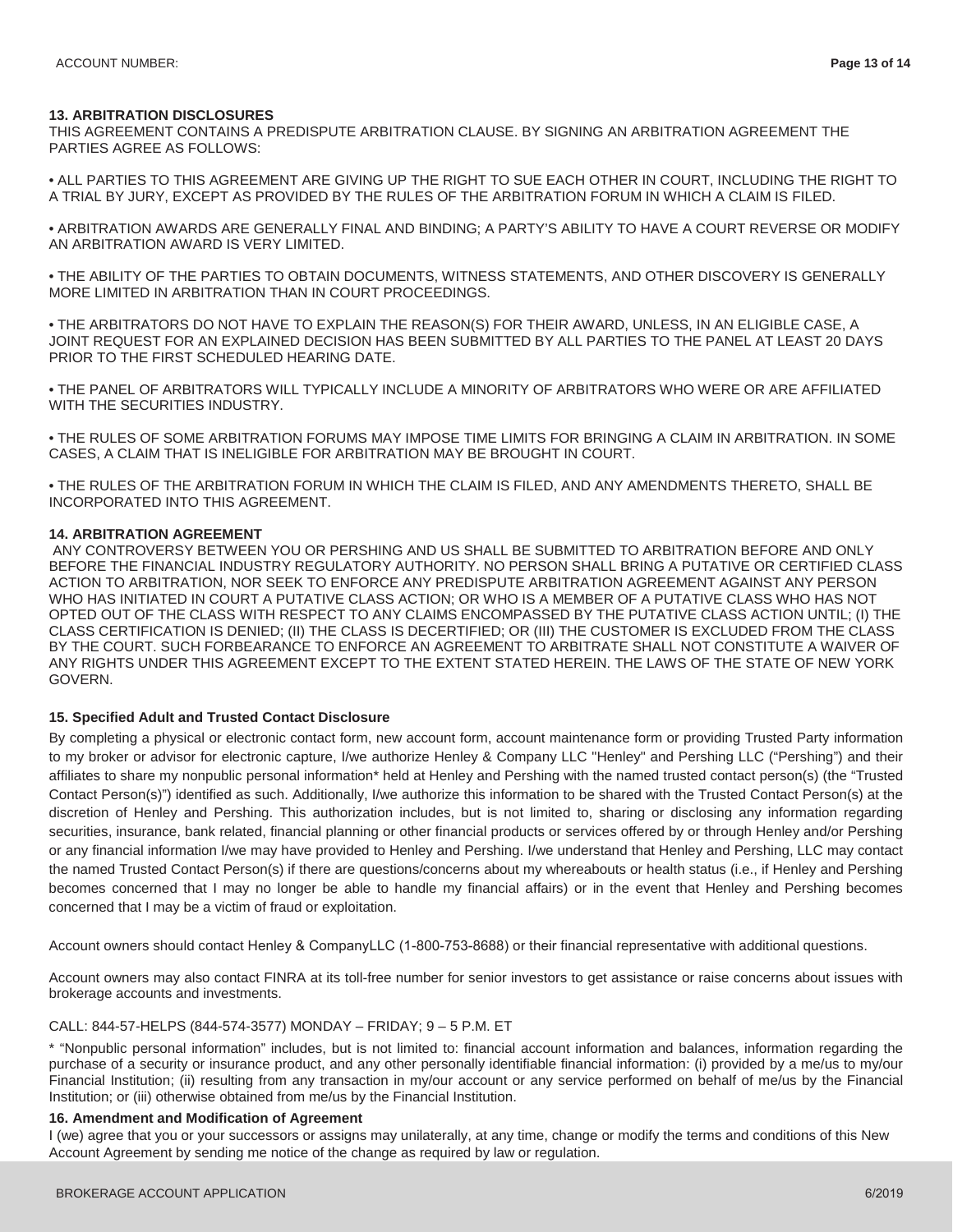## 13. ARBITRATION DISCLOSURES

THIS AGREEMENT CONTAINS A PREDISPUTE ARBITRATION CLAUSE. BY SIGNING AN ARBITRATION AGREEMENT THE PARTIES AGREE AS FOLLOWS:

- ALL PARTIES TO THIS AGREEMENT ARE GIVING UP THE RIGHT TO SUE EACH OTHER IN COURT, INCLUDING THE RIGHT TO A TRIAL BY JURY, EXCEPT AS PROVIDED BY THE RULES OF THE ARBITRATION FORUM IN WHICH A CLAIM IS FILED.

- ARBITRATION AWARDS ARE GENERALLY FINAL AND BINDING; A PARTY'S ABILITY TO HAVE A COURT REVERSE OR MODIFY AN ARBITRATION AWARD IS VERY LIMITED.

- THE ABILITY OF THE PARTIES TO OBTAIN DOCUMENTS, WITNESS STATEMENTS, AND OTHER DISCOVERY IS GENERALLY MORE LIMITED IN ARBITRATION THAN IN COURT PROCEEDINGS.

- THE ARBITRATORS DO NOT HAVE TO EXPLAIN THE REASON(S) FOR THEIR AWARD, UNLESS, IN AN ELIGIBLE CASE, A JOINT REQUEST FOR AN EXPLAINED DECISION HAS BEEN SUBMITTED BY ALL PARTIES TO THE PANEL AT LEAST 20 DAYS PRIOR TO THE FIRST SCHEDULED HEARING DATE.

- THE PANEL OF ARBITRATORS WILL TYPICALLY INCLUDE A MINORITY OF ARBITRATORS WHO WERE OR ARE AFFILIATED WITH THE SECURITIES INDUSTRY.

- THE RULES OF SOME ARBITRATION FORUMS MAY IMPOSE TIME LIMITS FOR BRINGING A CLAIM IN ARBITRATION. IN SOME CASES, A CLAIM THAT IS INELIGIBLE FOR ARBITRATION MAY BE BROUGHT IN COURT.

- THE RULES OF THE ARBITRATION FORUM IN WHICH THE CLAIM IS FILED, AND ANY AMENDMENTS THERETO, SHALL BE INCORPORATED INTO THIS AGREEMENT.

## 14. ARBITRATION AGREEMENT

ANY CONTROVERSY BETWEEN YOU OR PERSHING AND US SHALL BE SUBMITTED TO ARBITRATION BEFORE AND ONLY BEFORE THE FINANCIAL INDUSTRY REGULATORY AUTHORITY. NO PERSON SHALL BRING A PUTATIVE OR CERTIFIED CLASS ACTION TO ARBITRATION, NOR SEEK TO ENFORCE ANY PREDISPUTE ARBITRATION AGREEMENT AGAINST ANY PERSON WHO HAS INITIATED IN COURT A PUTATIVE CLASS ACTION; OR WHO IS A MEMBER OF A PUTATIVE CLASS WHO HAS NOT OPTED OUT OF THE CLASS WITH RESPECT TO ANY CLAIMS ENCOMPASSED BY THE PUTATIVE CLASS ACTION UNTIL; (I) THE CLASS CERTIFICATION IS DENIED; (II) THE CLASS IS DECERTIFIED; OR (III) THE CUSTOMER IS EXCLUDED FROM THE CLASS BY THE COURT. SUCH FORBEARANCE TO ENFORCE AN AGREEMENT TO ARBITRATE SHALL NOT CONSTITUTE A WAIVER OF ANY RIGHTS UNDER THIS AGREEMENT EXCEPT TO THE EXTENT STATED HEREIN. THE LAWS OF THE STATE OF NEW YORK GOVERN.

## 15. Specified Adult and Trusted Contact Disclosure

By completing a physical or electronic contact form, new account form, account maintenance form or providing Trusted Party information to my broker or advisor for electronic capture, I/we authorize Henley & Company LLC "Henley" and Pershing LLC ("Pershing") and their affiliates to share my nonpublic personal information* held at Henley and Pershing with the named trusted contact person(s) (the "Trusted Contact Person(s)") identified as such. Additionally, I/we authorize this information to be shared with the Trusted Contact Person(s) at the discretion of Henley and Pershing. This authorization includes, but is not limited to, sharing or disclosing any information regarding securities, insurance, bank related, financial planning or other financial products or services offered by or through Henley and/or Pershing or any financial information I/we may have provided to Henley and Pershing. I/we understand that Henley and Pershing, LLC may contact the named Trusted Contact Person(s) if there are questions/concerns about my whereabouts or health status (i.e., if Henley and Pershing becomes concerned that I may no longer be able to handle my financial affairs) or in the event that Henley and Pershing becomes concerned that I may be a victim of fraud or exploitation.

Account owners should contact Henley & CompanyLLC (1-800-753-8688) or their financial representative with additional questions.

Account owners may also contact FINRA at its toll-free number for senior investors to get assistance or raise concerns about issues with brokerage accounts and investments.

CALL: 844-57-HELPS (844-574-3577) MONDAY – FRIDAY; 9 – 5 P.M. ET

* "Nonpublic personal information" includes, but is not limited to: financial account information and balances, information regarding the purchase of a security or insurance product, and any other personally identifiable financial information: (i) provided by a me/us to my/our Financial Institution; (ii) resulting from any transaction in my/our account or any service performed on behalf of me/us by the Financial Institution; or (iii) otherwise obtained from me/us by the Financial Institution.

## 16. Amendment and Modification of Agreement

I (we) agree that you or your successors or assigns may unilaterally, at any time, change or modify the terms and conditions of this New Account Agreement by sending me notice of the change as required by law or regulation.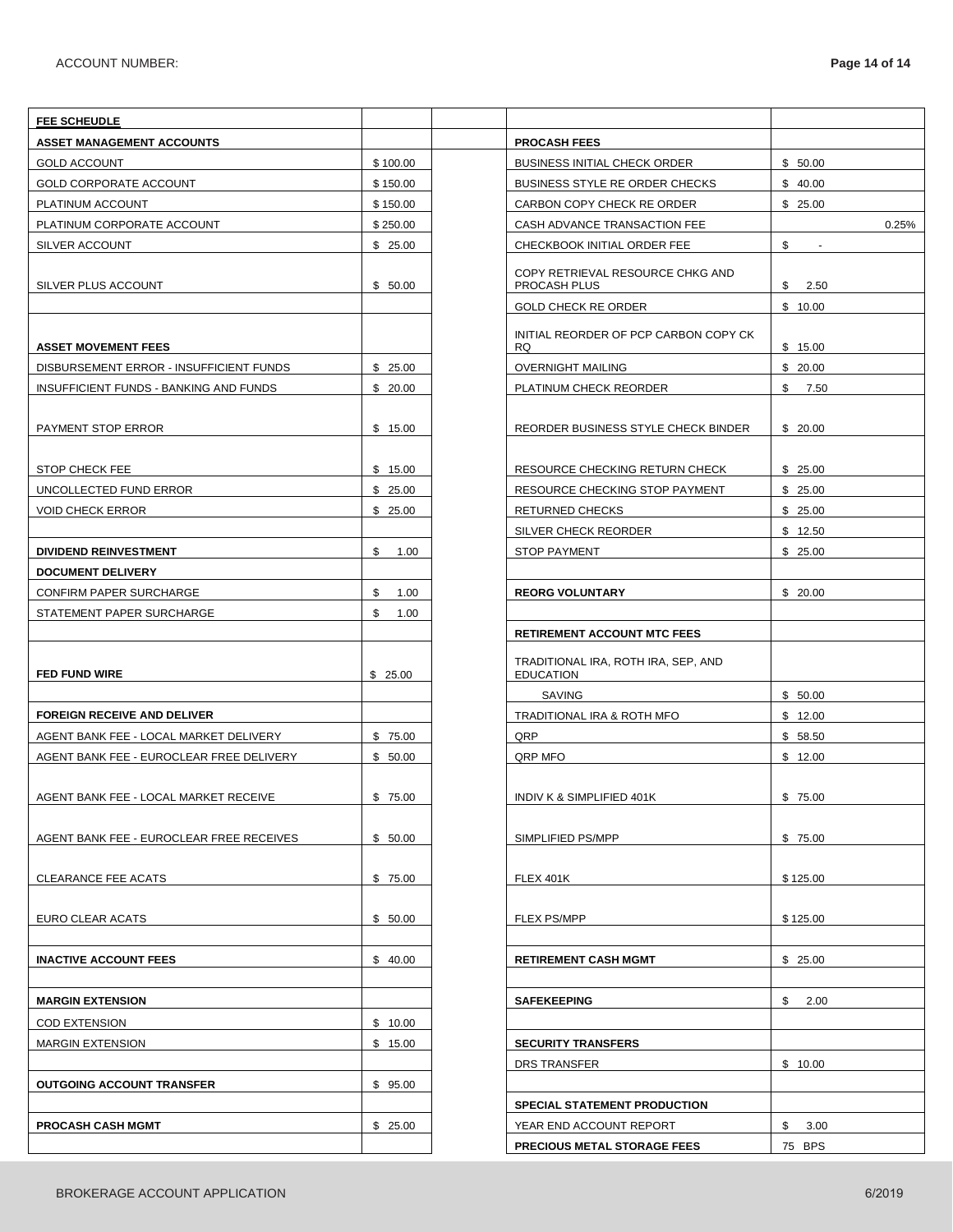| FEE SCHEUDLE | | | | |
|---|---|---|---|---|
| **ASSET MANAGEMENT ACCOUNTS** | | | **PROCASH FEES** | |
| GOLD ACCOUNT | $ 100.00 | | BUSINESS INITIAL CHECK ORDER | $ 50.00 |
| GOLD CORPORATE ACCOUNT | $ 150.00 | | BUSINESS STYLE RE ORDER CHECKS | $ 40.00 |
| PLATINUM ACCOUNT | $ 150.00 | | CARBON COPY CHECK RE ORDER | $ 25.00 |
| PLATINUM CORPORATE ACCOUNT | $ 250.00 | | CASH ADVANCE TRANSACTION FEE | 0.25% |
| SILVER ACCOUNT | $ 25.00 | | CHECKBOOK INITIAL ORDER FEE | $ - |
| SILVER PLUS ACCOUNT | $ 50.00 | | COPY RETRIEVAL RESOURCE CHKG AND PROCASH PLUS | $ 2.50 |
| | | | GOLD CHECK RE ORDER | $ 10.00 |
| **ASSET MOVEMENT FEES** | | | INITIAL REORDER OF PCP CARBON COPY CK RQ | $ 15.00 |
| DISBURSEMENT ERROR - INSUFFICIENT FUNDS | $ 25.00 | | OVERNIGHT MAILING | $ 20.00 |
| INSUFFICIENT FUNDS - BANKING AND FUNDS | $ 20.00 | | PLATINUM CHECK REORDER | $ 7.50 |
| PAYMENT STOP ERROR | $ 15.00 | | REORDER BUSINESS STYLE CHECK BINDER | $ 20.00 |
| STOP CHECK FEE | $ 15.00 | | RESOURCE CHECKING RETURN CHECK | $ 25.00 |
| UNCOLLECTED FUND ERROR | $ 25.00 | | RESOURCE CHECKING STOP PAYMENT | $ 25.00 |
| VOID CHECK ERROR | $ 25.00 | | RETURNED CHECKS | $ 25.00 |
| | | | SILVER CHECK REORDER | $ 12.50 |
| **DIVIDEND REINVESTMENT** | $ 1.00 | | STOP PAYMENT | $ 25.00 |
| **DOCUMENT DELIVERY** | | | | |
| CONFIRM PAPER SURCHARGE | $ 1.00 | | **REORG VOLUNTARY** | $ 20.00 |
| STATEMENT PAPER SURCHARGE | $ 1.00 | | | |
| | | | **RETIREMENT ACCOUNT MTC FEES** | |
| **FED FUND WIRE** | $ 25.00 | | TRADITIONAL IRA, ROTH IRA, SEP, AND EDUCATION | |
| | | | SAVING | $ 50.00 |
| **FOREIGN RECEIVE AND DELIVER** | | | TRADITIONAL IRA & ROTH MFO | $ 12.00 |
| AGENT BANK FEE - LOCAL MARKET DELIVERY | $ 75.00 | | QRP | $ 58.50 |
| AGENT BANK FEE - EUROCLEAR FREE DELIVERY | $ 50.00 | | QRP MFO | $ 12.00 |
| AGENT BANK FEE - LOCAL MARKET RECEIVE | $ 75.00 | | INDIV K & SIMPLIFIED 401K | $ 75.00 |
| AGENT BANK FEE - EUROCLEAR FREE RECEIVES | $ 50.00 | | SIMPLIFIED PS/MPP | $ 75.00 |
| CLEARANCE FEE ACATS | $ 75.00 | | FLEX 401K | $ 125.00 |
| EURO CLEAR ACATS | $ 50.00 | | FLEX PS/MPP | $ 125.00 |
| | | | | |
| **INACTIVE ACCOUNT FEES** | $ 40.00 | | **RETIREMENT CASH MGMT** | $ 25.00 |
| | | | | |
| **MARGIN EXTENSION** | | | **SAFEKEEPING** | $ 2.00 |
| COD EXTENSION | $ 10.00 | | | |
| MARGIN EXTENSION | $ 15.00 | | **SECURITY TRANSFERS** | |
| | | | DRS TRANSFER | $ 10.00 |
| **OUTGOING ACCOUNT TRANSFER** | $ 95.00 | | | |
| | | | **SPECIAL STATEMENT PRODUCTION** | |
| **PROCASH CASH MGMT** | $ 25.00 | | YEAR END ACCOUNT REPORT | $ 3.00 |
| | | | **PRECIOUS METAL STORAGE FEES** | 75 BPS |